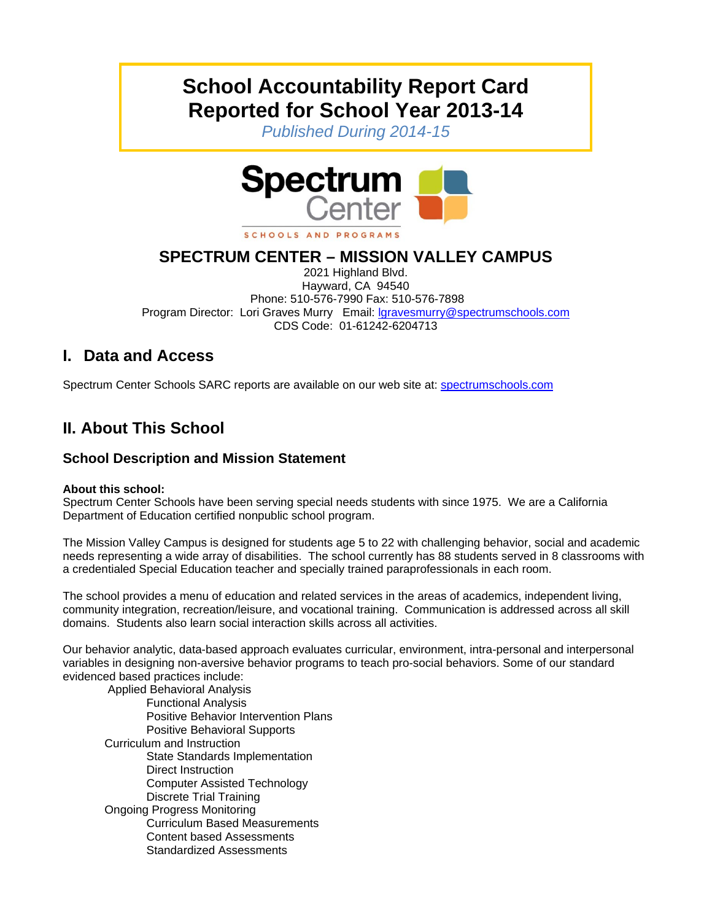# School Accountability Report Card Reported for School Year 2013-14

*Published During 2014-15*

Spectrum Center

SCHOOLS AND PROGRAMS

## SPECTRUM CENTER – MISSION VALLEY CAMPUS

2021 Highland Blvd.
Hayward, CA 94540
Phone: 510-576-7990 Fax: 510-576-7898
Program Director: Lori Graves Murry Email: lgravesmurry@spectrumschools.com
CDS Code: 01-61242-6204713

## I. Data and Access

Spectrum Center Schools SARC reports are available on our web site at: spectrumschools.com

## II. About This School

### School Description and Mission Statement

**About this school:**
Spectrum Center Schools have been serving special needs students with since 1975. We are a California Department of Education certified nonpublic school program.

The Mission Valley Campus is designed for students age 5 to 22 with challenging behavior, social and academic needs representing a wide array of disabilities. The school currently has 88 students served in 8 classrooms with a credentialed Special Education teacher and specially trained paraprofessionals in each room.

The school provides a menu of education and related services in the areas of academics, independent living, community integration, recreation/leisure, and vocational training. Communication is addressed across all skill domains. Students also learn social interaction skills across all activities.

Our behavior analytic, data-based approach evaluates curricular, environment, intra-personal and interpersonal variables in designing non-aversive behavior programs to teach pro-social behaviors. Some of our standard evidenced based practices include:

- Applied Behavioral Analysis
  - Functional Analysis
  - Positive Behavior Intervention Plans
  - Positive Behavioral Supports
- Curriculum and Instruction
  - State Standards Implementation
  - Direct Instruction
  - Computer Assisted Technology
  - Discrete Trial Training
- Ongoing Progress Monitoring
  - Curriculum Based Measurements
  - Content based Assessments
  - Standardized Assessments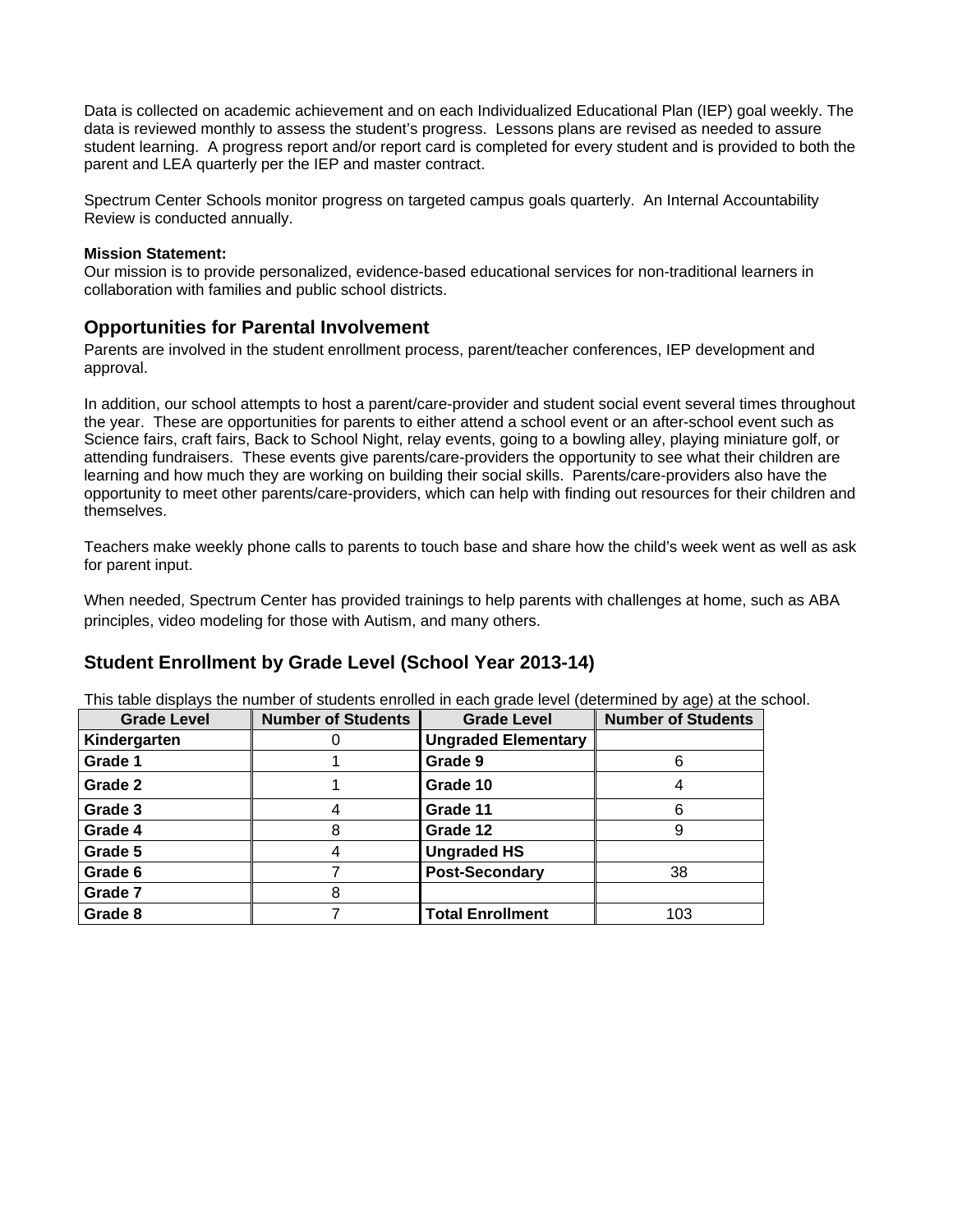Data is collected on academic achievement and on each Individualized Educational Plan (IEP) goal weekly. The data is reviewed monthly to assess the student's progress. Lessons plans are revised as needed to assure student learning. A progress report and/or report card is completed for every student and is provided to both the parent and LEA quarterly per the IEP and master contract.

Spectrum Center Schools monitor progress on targeted campus goals quarterly. An Internal Accountability Review is conducted annually.

**Mission Statement:**
Our mission is to provide personalized, evidence-based educational services for non-traditional learners in collaboration with families and public school districts.

## Opportunities for Parental Involvement

Parents are involved in the student enrollment process, parent/teacher conferences, IEP development and approval.

In addition, our school attempts to host a parent/care-provider and student social event several times throughout the year. These are opportunities for parents to either attend a school event or an after-school event such as Science fairs, craft fairs, Back to School Night, relay events, going to a bowling alley, playing miniature golf, or attending fundraisers. These events give parents/care-providers the opportunity to see what their children are learning and how much they are working on building their social skills. Parents/care-providers also have the opportunity to meet other parents/care-providers, which can help with finding out resources for their children and themselves.

Teachers make weekly phone calls to parents to touch base and share how the child's week went as well as ask for parent input.

When needed, Spectrum Center has provided trainings to help parents with challenges at home, such as ABA principles, video modeling for those with Autism, and many others.

## Student Enrollment by Grade Level (School Year 2013-14)

This table displays the number of students enrolled in each grade level (determined by age) at the school.

| Grade Level | Number of Students | Grade Level | Number of Students |
|---|---|---|---|
| **Kindergarten** | 0 | **Ungraded Elementary** | |
| **Grade 1** | 1 | **Grade 9** | 6 |
| **Grade 2** | 1 | **Grade 10** | 4 |
| **Grade 3** | 4 | **Grade 11** | 6 |
| **Grade 4** | 8 | **Grade 12** | 9 |
| **Grade 5** | 4 | **Ungraded HS** | |
| **Grade 6** | 7 | **Post-Secondary** | 38 |
| **Grade 7** | 8 | | |
| **Grade 8** | 7 | **Total Enrollment** | 103 |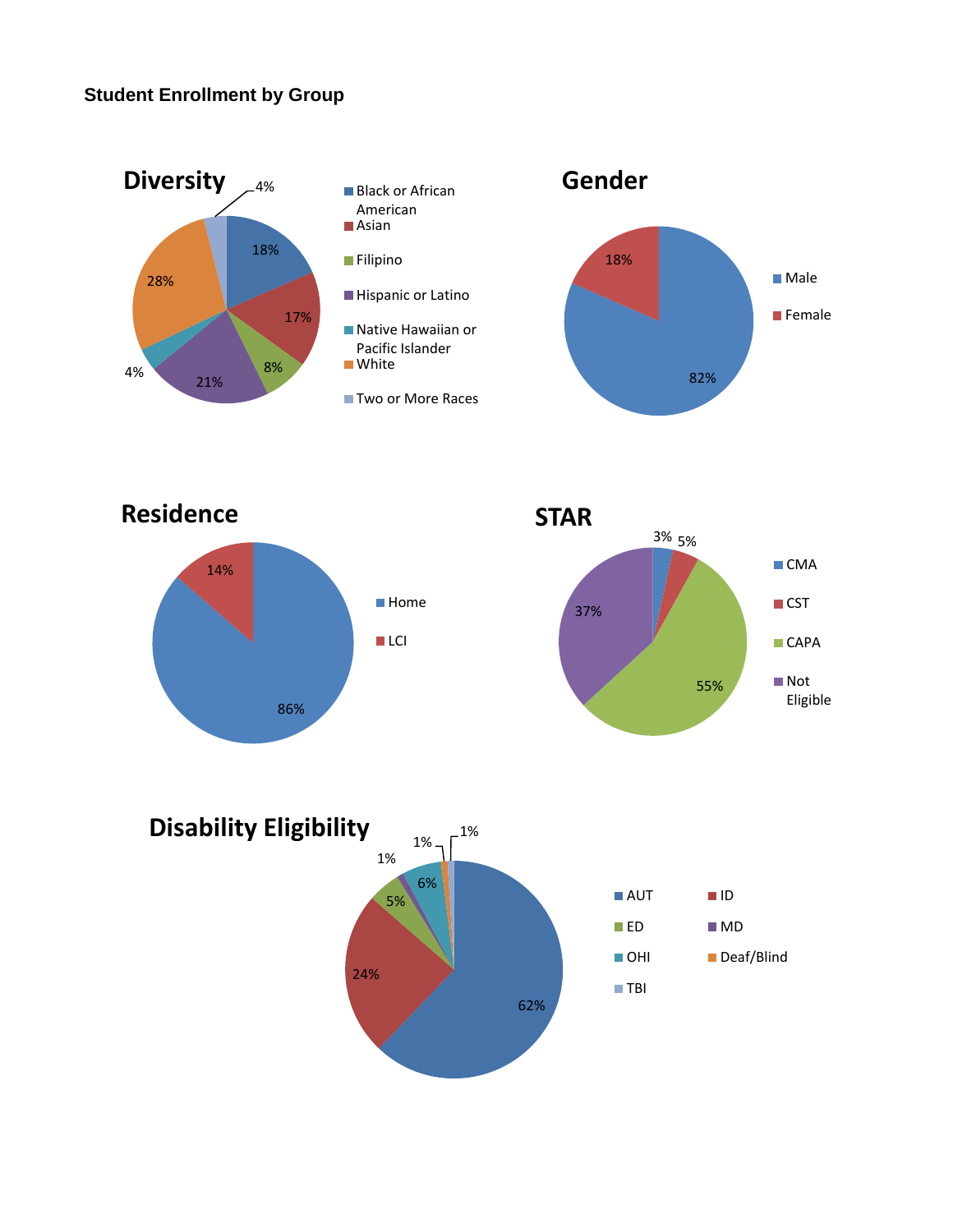**Student Enrollment by Group**

## Diversity

| Group | Percent |
|---|---|
| Black or African American | 18% |
| Asian | 17% |
| Filipino | 8% |
| Hispanic or Latino | 21% |
| Native Hawaiian or Pacific Islander | 4% |
| White | 28% |
| Two or More Races | 4% |

## Gender

| Group | Percent |
|---|---|
| Male | 82% |
| Female | 18% |

## Residence

| Group | Percent |
|---|---|
| Home | 86% |
| LCI | 14% |

## STAR

| Group | Percent |
|---|---|
| CMA | 3% |
| CST | 5% |
| CAPA | 55% |
| Not Eligible | 37% |

## Disability Eligibility

| Group | Percent |
|---|---|
| AUT | 62% |
| ID | 24% |
| ED | 5% |
| MD | 1% |
| OHI | 6% |
| Deaf/Blind | 1% |
| TBI | 1% |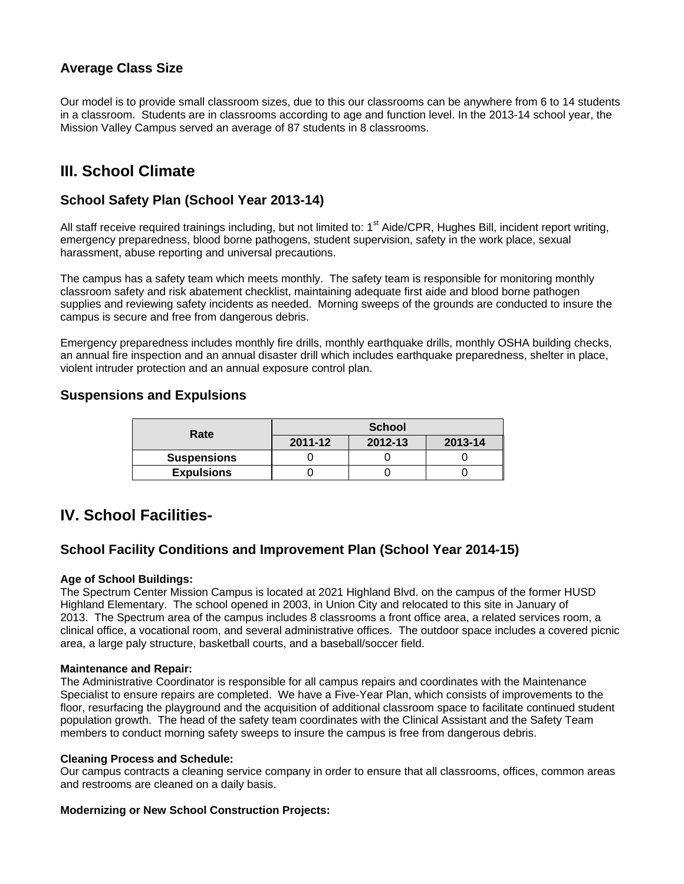## Average Class Size

Our model is to provide small classroom sizes, due to this our classrooms can be anywhere from 6 to 14 students in a classroom. Students are in classrooms according to age and function level. In the 2013-14 school year, the Mission Valley Campus served an average of 87 students in 8 classrooms.

# III. School Climate

## School Safety Plan (School Year 2013-14)

All staff receive required trainings including, but not limited to: 1st Aide/CPR, Hughes Bill, incident report writing, emergency preparedness, blood borne pathogens, student supervision, safety in the work place, sexual harassment, abuse reporting and universal precautions.

The campus has a safety team which meets monthly. The safety team is responsible for monitoring monthly classroom safety and risk abatement checklist, maintaining adequate first aide and blood borne pathogen supplies and reviewing safety incidents as needed. Morning sweeps of the grounds are conducted to insure the campus is secure and free from dangerous debris.

Emergency preparedness includes monthly fire drills, monthly earthquake drills, monthly OSHA building checks, an annual fire inspection and an annual disaster drill which includes earthquake preparedness, shelter in place, violent intruder protection and an annual exposure control plan.

## Suspensions and Expulsions

| Rate | School | | |
|---|---|---|---|
| | 2011-12 | 2012-13 | 2013-14 |
| **Suspensions** | 0 | 0 | 0 |
| **Expulsions** | 0 | 0 | 0 |

# IV. School Facilities-

## School Facility Conditions and Improvement Plan (School Year 2014-15)

**Age of School Buildings:**
The Spectrum Center Mission Campus is located at 2021 Highland Blvd. on the campus of the former HUSD Highland Elementary. The school opened in 2003, in Union City and relocated to this site in January of 2013. The Spectrum area of the campus includes 8 classrooms a front office area, a related services room, a clinical office, a vocational room, and several administrative offices. The outdoor space includes a covered picnic area, a large paly structure, basketball courts, and a baseball/soccer field.

**Maintenance and Repair:**
The Administrative Coordinator is responsible for all campus repairs and coordinates with the Maintenance Specialist to ensure repairs are completed. We have a Five-Year Plan, which consists of improvements to the floor, resurfacing the playground and the acquisition of additional classroom space to facilitate continued student population growth. The head of the safety team coordinates with the Clinical Assistant and the Safety Team members to conduct morning safety sweeps to insure the campus is free from dangerous debris.

**Cleaning Process and Schedule:**
Our campus contracts a cleaning service company in order to ensure that all classrooms, offices, common areas and restrooms are cleaned on a daily basis.

**Modernizing or New School Construction Projects:**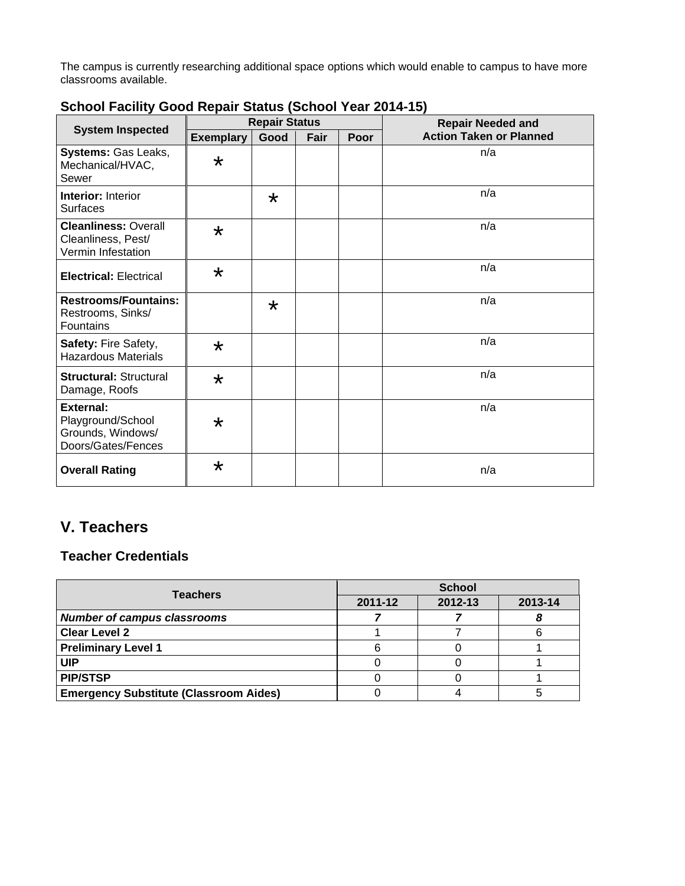The campus is currently researching additional space options which would enable to campus to have more classrooms available.

### School Facility Good Repair Status (School Year 2014-15)

| System Inspected | Repair Status | | | | Repair Needed and Action Taken or Planned |
|---|---|---|---|---|---|
| | Exemplary | Good | Fair | Poor | |
| **Systems:** Gas Leaks, Mechanical/HVAC, Sewer | * | | | | n/a |
| **Interior:** Interior Surfaces | | * | | | n/a |
| **Cleanliness:** Overall Cleanliness, Pest/ Vermin Infestation | * | | | | n/a |
| **Electrical:** Electrical | * | | | | n/a |
| **Restrooms/Fountains:** Restrooms, Sinks/ Fountains | | * | | | n/a |
| **Safety:** Fire Safety, Hazardous Materials | * | | | | n/a |
| **Structural:** Structural Damage, Roofs | * | | | | n/a |
| **External:** Playground/School Grounds, Windows/ Doors/Gates/Fences | * | | | | n/a |
| **Overall Rating** | * | | | | n/a |

## V. Teachers

### Teacher Credentials

| Teachers | School | | |
|---|---|---|---|
| | 2011-12 | 2012-13 | 2013-14 |
| ***Number of campus classrooms*** | ***7*** | ***7*** | ***8*** |
| **Clear Level 2** | 1 | 7 | 6 |
| **Preliminary Level 1** | 6 | 0 | 1 |
| **UIP** | 0 | 0 | 1 |
| **PIP/STSP** | 0 | 0 | 1 |
| **Emergency Substitute (Classroom Aides)** | 0 | 4 | 5 |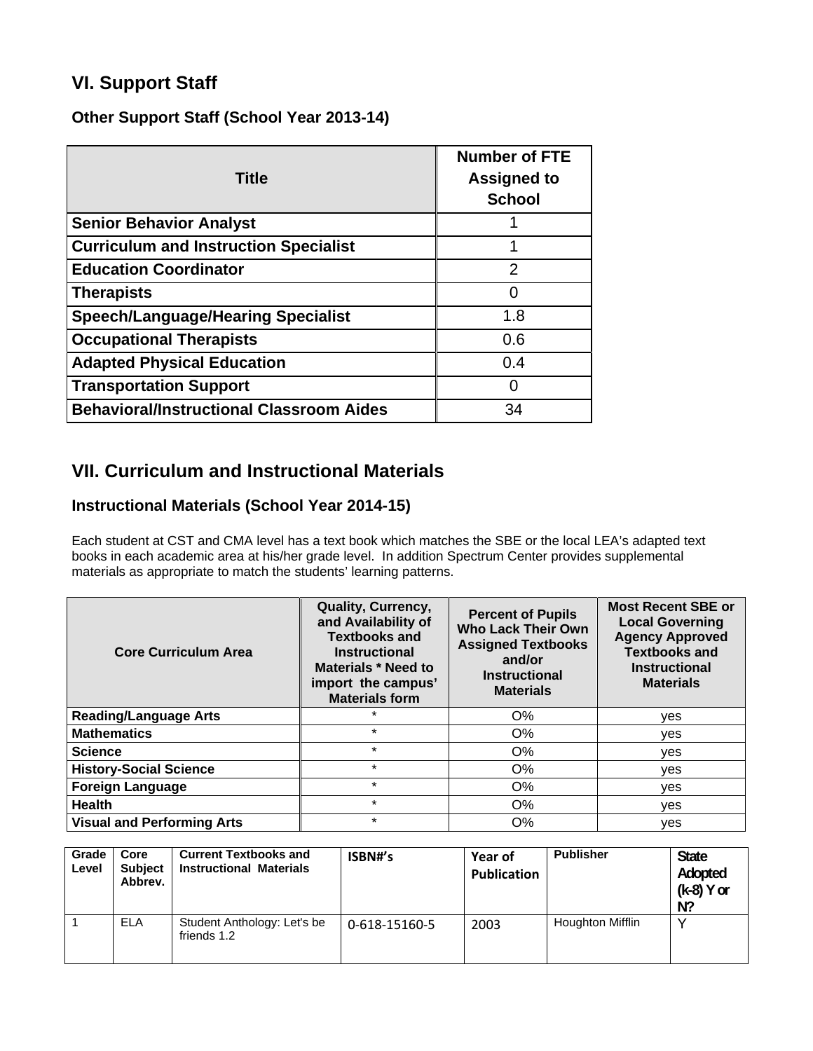## VI. Support Staff

### Other Support Staff (School Year 2013-14)

| Title | Number of FTE Assigned to School |
|---|---|
| **Senior Behavior Analyst** | 1 |
| **Curriculum and Instruction Specialist** | 1 |
| **Education Coordinator** | 2 |
| **Therapists** | 0 |
| **Speech/Language/Hearing Specialist** | 1.8 |
| **Occupational Therapists** | 0.6 |
| **Adapted Physical Education** | 0.4 |
| **Transportation Support** | 0 |
| **Behavioral/Instructional Classroom Aides** | 34 |

## VII. Curriculum and Instructional Materials

### Instructional Materials (School Year 2014-15)

Each student at CST and CMA level has a text book which matches the SBE or the local LEA's adapted text books in each academic area at his/her grade level. In addition Spectrum Center provides supplemental materials as appropriate to match the students' learning patterns.

| Core Curriculum Area | Quality, Currency, and Availability of Textbooks and Instructional Materials * Need to import the campus' Materials form | Percent of Pupils Who Lack Their Own Assigned Textbooks and/or Instructional Materials | Most Recent SBE or Local Governing Agency Approved Textbooks and Instructional Materials |
|---|---|---|---|
| **Reading/Language Arts** | * | O% | yes |
| **Mathematics** | * | O% | yes |
| **Science** | * | O% | yes |
| **History-Social Science** | * | O% | yes |
| **Foreign Language** | * | O% | yes |
| **Health** | * | O% | yes |
| **Visual and Performing Arts** | * | O% | yes |

| Grade Level | Core Subject Abbrev. | Current Textbooks and Instructional Materials | ISBN#'s | Year of Publication | Publisher | State Adopted (k-8) Y or N? |
|---|---|---|---|---|---|---|
| 1 | ELA | Student Anthology: Let's be friends 1.2 | 0-618-15160-5 | 2003 | Houghton Mifflin | Y |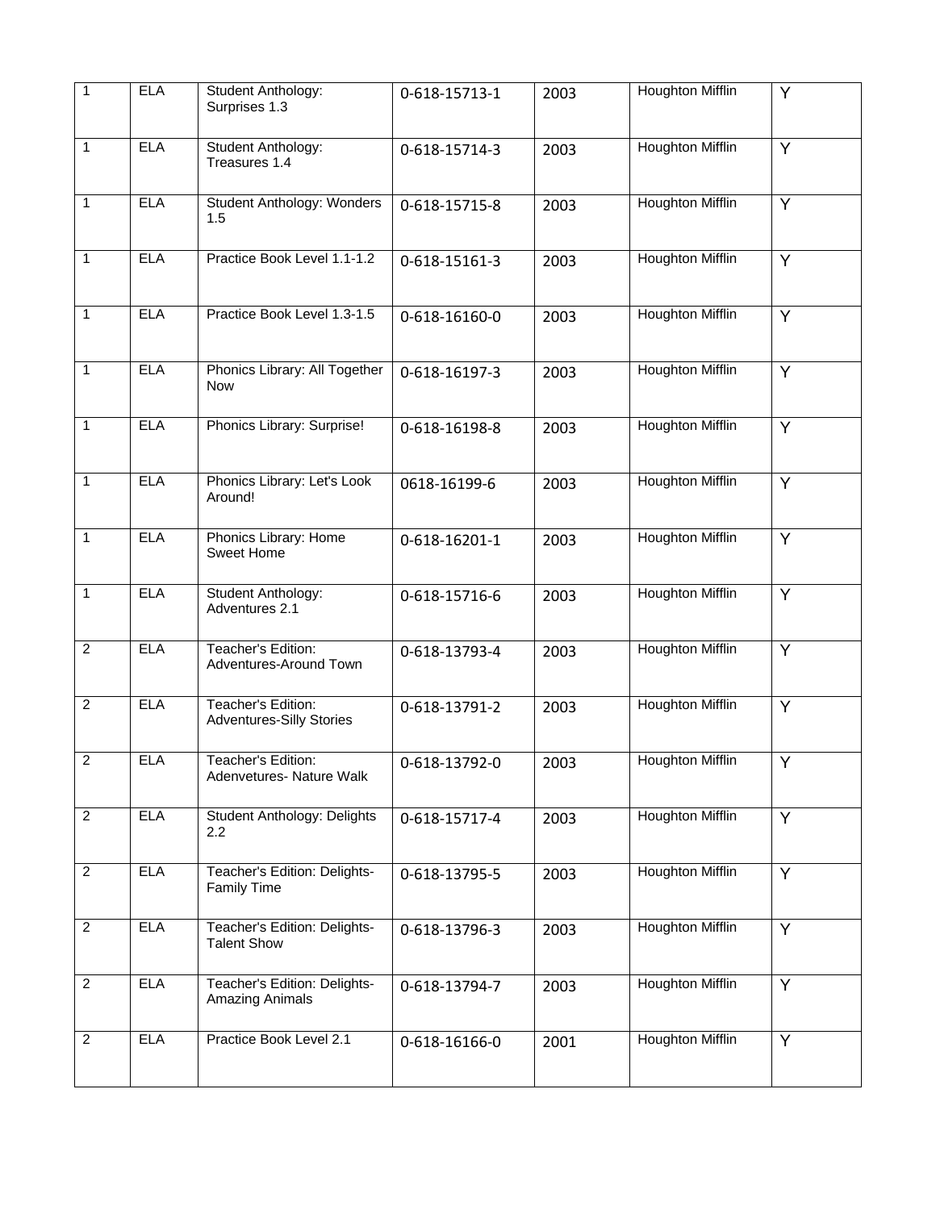| | | | | | | |
|---|---|---|---|---|---|---|
| 1 | ELA | Student Anthology: Surprises 1.3 | 0-618-15713-1 | 2003 | Houghton Mifflin | Y |
| 1 | ELA | Student Anthology: Treasures 1.4 | 0-618-15714-3 | 2003 | Houghton Mifflin | Y |
| 1 | ELA | Student Anthology: Wonders 1.5 | 0-618-15715-8 | 2003 | Houghton Mifflin | Y |
| 1 | ELA | Practice Book Level 1.1-1.2 | 0-618-15161-3 | 2003 | Houghton Mifflin | Y |
| 1 | ELA | Practice Book Level 1.3-1.5 | 0-618-16160-0 | 2003 | Houghton Mifflin | Y |
| 1 | ELA | Phonics Library: All Together Now | 0-618-16197-3 | 2003 | Houghton Mifflin | Y |
| 1 | ELA | Phonics Library: Surprise! | 0-618-16198-8 | 2003 | Houghton Mifflin | Y |
| 1 | ELA | Phonics Library: Let's Look Around! | 0618-16199-6 | 2003 | Houghton Mifflin | Y |
| 1 | ELA | Phonics Library: Home Sweet Home | 0-618-16201-1 | 2003 | Houghton Mifflin | Y |
| 1 | ELA | Student Anthology: Adventures 2.1 | 0-618-15716-6 | 2003 | Houghton Mifflin | Y |
| 2 | ELA | Teacher's Edition: Adventures-Around Town | 0-618-13793-4 | 2003 | Houghton Mifflin | Y |
| 2 | ELA | Teacher's Edition: Adventures-Silly Stories | 0-618-13791-2 | 2003 | Houghton Mifflin | Y |
| 2 | ELA | Teacher's Edition: Adenvetures- Nature Walk | 0-618-13792-0 | 2003 | Houghton Mifflin | Y |
| 2 | ELA | Student Anthology: Delights 2.2 | 0-618-15717-4 | 2003 | Houghton Mifflin | Y |
| 2 | ELA | Teacher's Edition: Delights-Family Time | 0-618-13795-5 | 2003 | Houghton Mifflin | Y |
| 2 | ELA | Teacher's Edition: Delights-Talent Show | 0-618-13796-3 | 2003 | Houghton Mifflin | Y |
| 2 | ELA | Teacher's Edition: Delights-Amazing Animals | 0-618-13794-7 | 2003 | Houghton Mifflin | Y |
| 2 | ELA | Practice Book Level 2.1 | 0-618-16166-0 | 2001 | Houghton Mifflin | Y |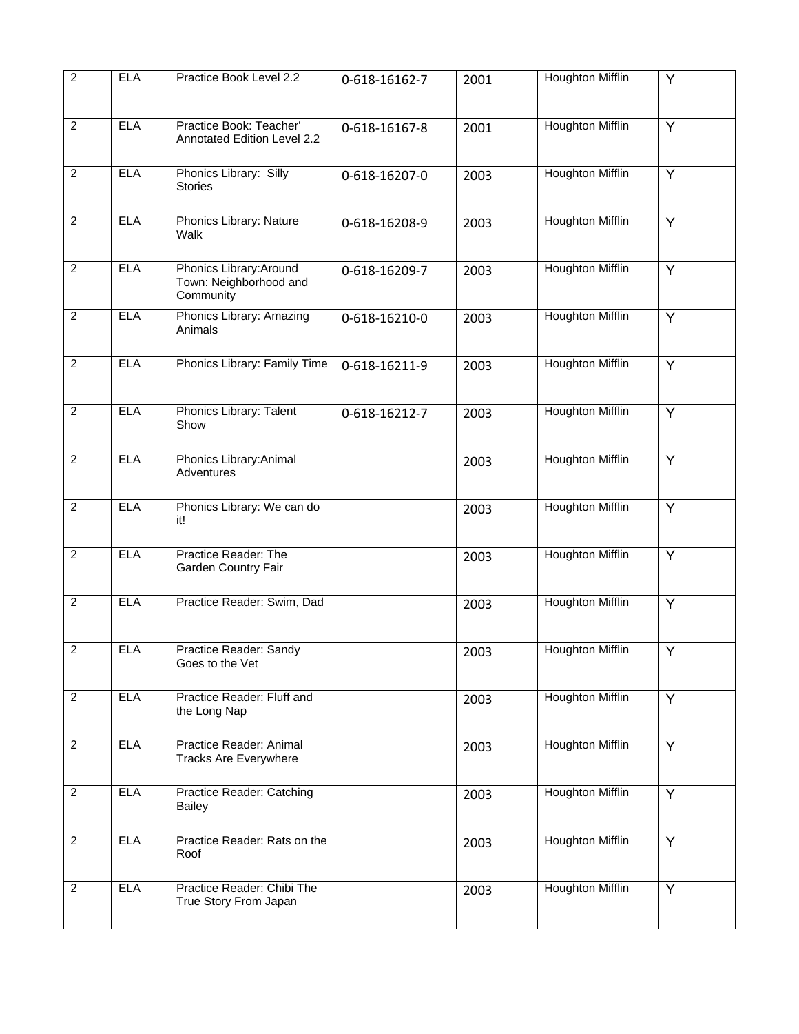| 2 | ELA | Practice Book Level 2.2 | 0-618-16162-7 | 2001 | Houghton Mifflin | Y |
|---|---|---|---|---|---|---|
| 2 | ELA | Practice Book: Teacher' Annotated Edition Level 2.2 | 0-618-16167-8 | 2001 | Houghton Mifflin | Y |
| 2 | ELA | Phonics Library: Silly Stories | 0-618-16207-0 | 2003 | Houghton Mifflin | Y |
| 2 | ELA | Phonics Library: Nature Walk | 0-618-16208-9 | 2003 | Houghton Mifflin | Y |
| 2 | ELA | Phonics Library:Around Town: Neighborhood and Community | 0-618-16209-7 | 2003 | Houghton Mifflin | Y |
| 2 | ELA | Phonics Library: Amazing Animals | 0-618-16210-0 | 2003 | Houghton Mifflin | Y |
| 2 | ELA | Phonics Library: Family Time | 0-618-16211-9 | 2003 | Houghton Mifflin | Y |
| 2 | ELA | Phonics Library: Talent Show | 0-618-16212-7 | 2003 | Houghton Mifflin | Y |
| 2 | ELA | Phonics Library:Animal Adventures | | 2003 | Houghton Mifflin | Y |
| 2 | ELA | Phonics Library: We can do it! | | 2003 | Houghton Mifflin | Y |
| 2 | ELA | Practice Reader: The Garden Country Fair | | 2003 | Houghton Mifflin | Y |
| 2 | ELA | Practice Reader: Swim, Dad | | 2003 | Houghton Mifflin | Y |
| 2 | ELA | Practice Reader: Sandy Goes to the Vet | | 2003 | Houghton Mifflin | Y |
| 2 | ELA | Practice Reader: Fluff and the Long Nap | | 2003 | Houghton Mifflin | Y |
| 2 | ELA | Practice Reader: Animal Tracks Are Everywhere | | 2003 | Houghton Mifflin | Y |
| 2 | ELA | Practice Reader: Catching Bailey | | 2003 | Houghton Mifflin | Y |
| 2 | ELA | Practice Reader: Rats on the Roof | | 2003 | Houghton Mifflin | Y |
| 2 | ELA | Practice Reader: Chibi The True Story From Japan | | 2003 | Houghton Mifflin | Y |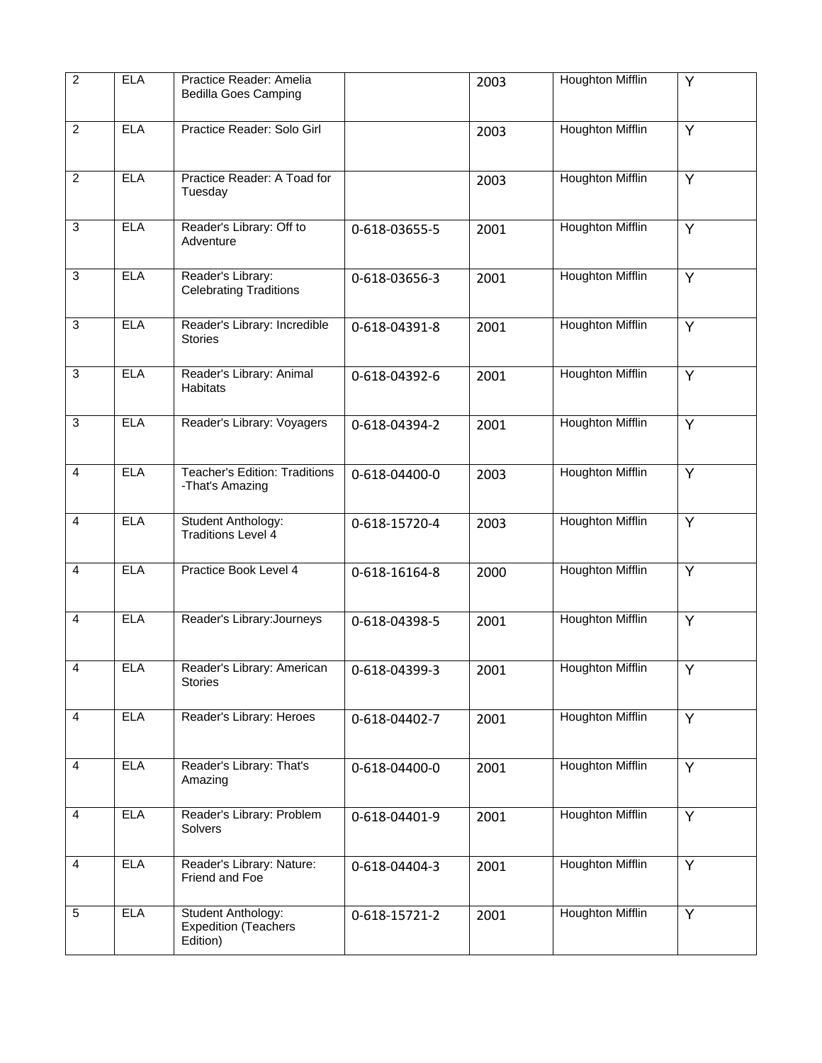| | | | | | | |
|---|---|---|---|---|---|---|
| 2 | ELA | Practice Reader: Amelia Bedilla Goes Camping | | 2003 | Houghton Mifflin | Y |
| 2 | ELA | Practice Reader: Solo Girl | | 2003 | Houghton Mifflin | Y |
| 2 | ELA | Practice Reader: A Toad for Tuesday | | 2003 | Houghton Mifflin | Y |
| 3 | ELA | Reader's Library: Off to Adventure | 0-618-03655-5 | 2001 | Houghton Mifflin | Y |
| 3 | ELA | Reader's Library: Celebrating Traditions | 0-618-03656-3 | 2001 | Houghton Mifflin | Y |
| 3 | ELA | Reader's Library: Incredible Stories | 0-618-04391-8 | 2001 | Houghton Mifflin | Y |
| 3 | ELA | Reader's Library: Animal Habitats | 0-618-04392-6 | 2001 | Houghton Mifflin | Y |
| 3 | ELA | Reader's Library: Voyagers | 0-618-04394-2 | 2001 | Houghton Mifflin | Y |
| 4 | ELA | Teacher's Edition: Traditions -That's Amazing | 0-618-04400-0 | 2003 | Houghton Mifflin | Y |
| 4 | ELA | Student Anthology: Traditions Level 4 | 0-618-15720-4 | 2003 | Houghton Mifflin | Y |
| 4 | ELA | Practice Book Level 4 | 0-618-16164-8 | 2000 | Houghton Mifflin | Y |
| 4 | ELA | Reader's Library:Journeys | 0-618-04398-5 | 2001 | Houghton Mifflin | Y |
| 4 | ELA | Reader's Library: American Stories | 0-618-04399-3 | 2001 | Houghton Mifflin | Y |
| 4 | ELA | Reader's Library: Heroes | 0-618-04402-7 | 2001 | Houghton Mifflin | Y |
| 4 | ELA | Reader's Library: That's Amazing | 0-618-04400-0 | 2001 | Houghton Mifflin | Y |
| 4 | ELA | Reader's Library: Problem Solvers | 0-618-04401-9 | 2001 | Houghton Mifflin | Y |
| 4 | ELA | Reader's Library: Nature: Friend and Foe | 0-618-04404-3 | 2001 | Houghton Mifflin | Y |
| 5 | ELA | Student Anthology: Expedition (Teachers Edition) | 0-618-15721-2 | 2001 | Houghton Mifflin | Y |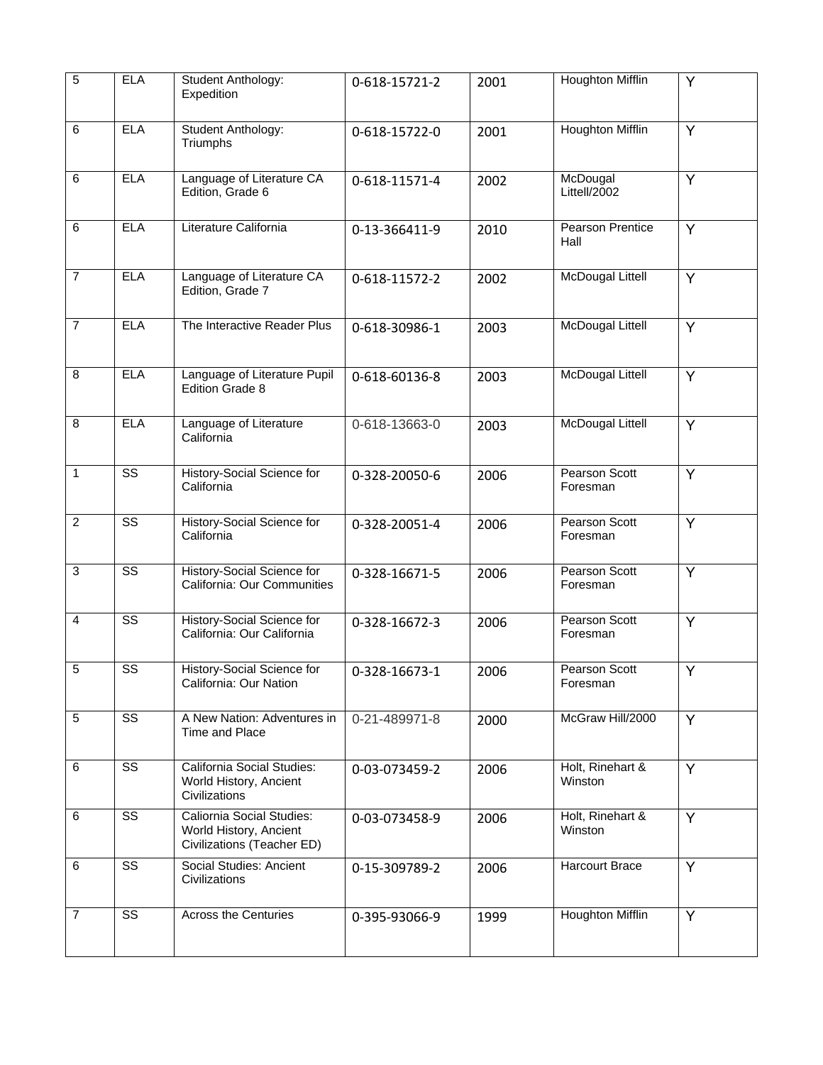| | | | | | | |
|---|---|---|---|---|---|---|
| 5 | ELA | Student Anthology: Expedition | 0-618-15721-2 | 2001 | Houghton Mifflin | Y |
| 6 | ELA | Student Anthology: Triumphs | 0-618-15722-0 | 2001 | Houghton Mifflin | Y |
| 6 | ELA | Language of Literature CA Edition, Grade 6 | 0-618-11571-4 | 2002 | McDougal Littell/2002 | Y |
| 6 | ELA | Literature California | 0-13-366411-9 | 2010 | Pearson Prentice Hall | Y |
| 7 | ELA | Language of Literature CA Edition, Grade 7 | 0-618-11572-2 | 2002 | McDougal Littell | Y |
| 7 | ELA | The Interactive Reader Plus | 0-618-30986-1 | 2003 | McDougal Littell | Y |
| 8 | ELA | Language of Literature Pupil Edition Grade 8 | 0-618-60136-8 | 2003 | McDougal Littell | Y |
| 8 | ELA | Language of Literature California | 0-618-13663-0 | 2003 | McDougal Littell | Y |
| 1 | SS | History-Social Science for California | 0-328-20050-6 | 2006 | Pearson Scott Foresman | Y |
| 2 | SS | History-Social Science for California | 0-328-20051-4 | 2006 | Pearson Scott Foresman | Y |
| 3 | SS | History-Social Science for California: Our Communities | 0-328-16671-5 | 2006 | Pearson Scott Foresman | Y |
| 4 | SS | History-Social Science for California: Our California | 0-328-16672-3 | 2006 | Pearson Scott Foresman | Y |
| 5 | SS | History-Social Science for California: Our Nation | 0-328-16673-1 | 2006 | Pearson Scott Foresman | Y |
| 5 | SS | A New Nation: Adventures in Time and Place | 0-21-489971-8 | 2000 | McGraw Hill/2000 | Y |
| 6 | SS | California Social Studies: World History, Ancient Civilizations | 0-03-073459-2 | 2006 | Holt, Rinehart & Winston | Y |
| 6 | SS | Caliornia Social Studies: World History, Ancient Civilizations (Teacher ED) | 0-03-073458-9 | 2006 | Holt, Rinehart & Winston | Y |
| 6 | SS | Social Studies: Ancient Civilizations | 0-15-309789-2 | 2006 | Harcourt Brace | Y |
| 7 | SS | Across the Centuries | 0-395-93066-9 | 1999 | Houghton Mifflin | Y |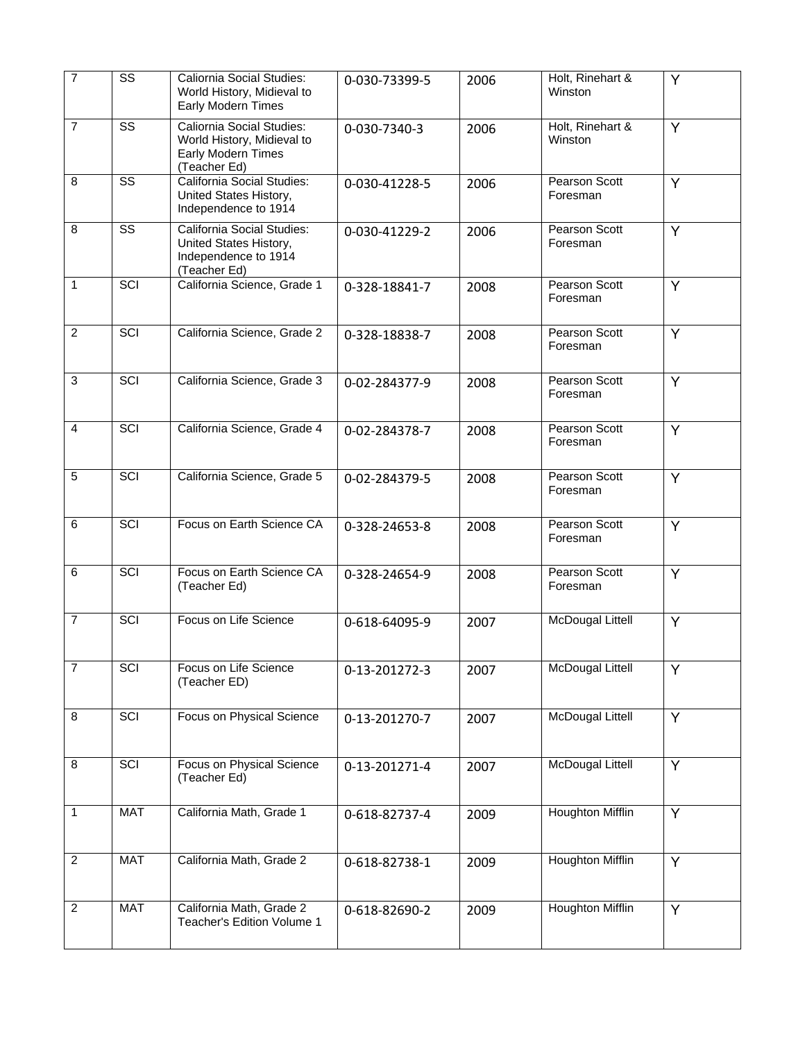| 7 | SS | Caliornia Social Studies: World History, Midieval to Early Modern Times | 0-030-73399-5 | 2006 | Holt, Rinehart & Winston | Y |
|---|---|---|---|---|---|---|
| 7 | SS | Caliornia Social Studies: World History, Midieval to Early Modern Times (Teacher Ed) | 0-030-7340-3 | 2006 | Holt, Rinehart & Winston | Y |
| 8 | SS | California Social Studies: United States History, Independence to 1914 | 0-030-41228-5 | 2006 | Pearson Scott Foresman | Y |
| 8 | SS | California Social Studies: United States History, Independence to 1914 (Teacher Ed) | 0-030-41229-2 | 2006 | Pearson Scott Foresman | Y |
| 1 | SCI | California Science, Grade 1 | 0-328-18841-7 | 2008 | Pearson Scott Foresman | Y |
| 2 | SCI | California Science, Grade 2 | 0-328-18838-7 | 2008 | Pearson Scott Foresman | Y |
| 3 | SCI | California Science, Grade 3 | 0-02-284377-9 | 2008 | Pearson Scott Foresman | Y |
| 4 | SCI | California Science, Grade 4 | 0-02-284378-7 | 2008 | Pearson Scott Foresman | Y |
| 5 | SCI | California Science, Grade 5 | 0-02-284379-5 | 2008 | Pearson Scott Foresman | Y |
| 6 | SCI | Focus on Earth Science CA | 0-328-24653-8 | 2008 | Pearson Scott Foresman | Y |
| 6 | SCI | Focus on Earth Science CA (Teacher Ed) | 0-328-24654-9 | 2008 | Pearson Scott Foresman | Y |
| 7 | SCI | Focus on Life Science | 0-618-64095-9 | 2007 | McDougal Littell | Y |
| 7 | SCI | Focus on Life Science (Teacher ED) | 0-13-201272-3 | 2007 | McDougal Littell | Y |
| 8 | SCI | Focus on Physical Science | 0-13-201270-7 | 2007 | McDougal Littell | Y |
| 8 | SCI | Focus on Physical Science (Teacher Ed) | 0-13-201271-4 | 2007 | McDougal Littell | Y |
| 1 | MAT | California Math, Grade 1 | 0-618-82737-4 | 2009 | Houghton Mifflin | Y |
| 2 | MAT | California Math, Grade 2 | 0-618-82738-1 | 2009 | Houghton Mifflin | Y |
| 2 | MAT | California Math, Grade 2 Teacher's Edition Volume 1 | 0-618-82690-2 | 2009 | Houghton Mifflin | Y |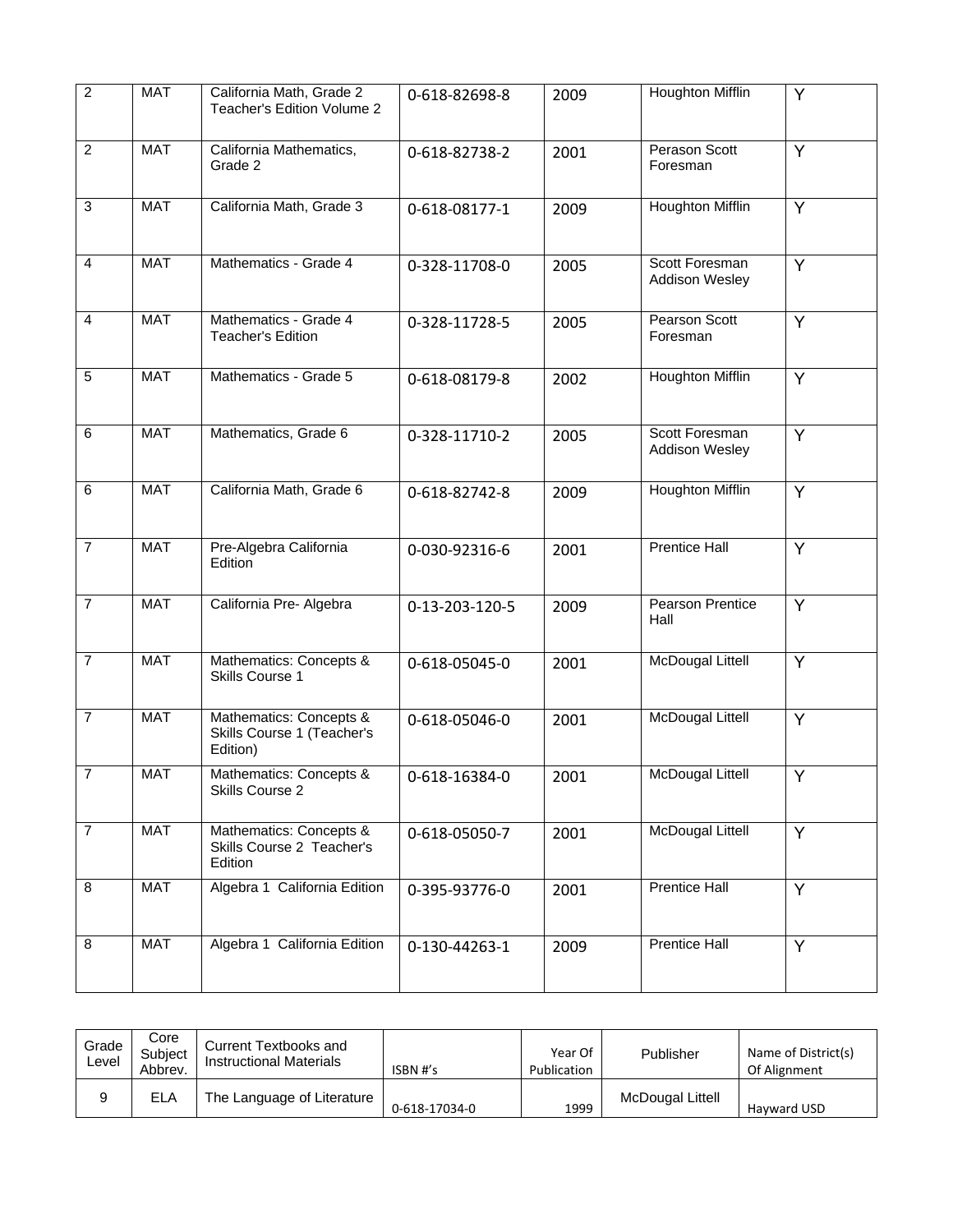| | | | | | | |
|---|---|---|---|---|---|---|
| 2 | MAT | California Math, Grade 2 Teacher's Edition Volume 2 | 0-618-82698-8 | 2009 | Houghton Mifflin | Y |
| 2 | MAT | California Mathematics, Grade 2 | 0-618-82738-2 | 2001 | Perason Scott Foresman | Y |
| 3 | MAT | California Math, Grade 3 | 0-618-08177-1 | 2009 | Houghton Mifflin | Y |
| 4 | MAT | Mathematics - Grade 4 | 0-328-11708-0 | 2005 | Scott Foresman Addison Wesley | Y |
| 4 | MAT | Mathematics - Grade 4 Teacher's Edition | 0-328-11728-5 | 2005 | Pearson Scott Foresman | Y |
| 5 | MAT | Mathematics - Grade 5 | 0-618-08179-8 | 2002 | Houghton Mifflin | Y |
| 6 | MAT | Mathematics, Grade 6 | 0-328-11710-2 | 2005 | Scott Foresman Addison Wesley | Y |
| 6 | MAT | California Math, Grade 6 | 0-618-82742-8 | 2009 | Houghton Mifflin | Y |
| 7 | MAT | Pre-Algebra California Edition | 0-030-92316-6 | 2001 | Prentice Hall | Y |
| 7 | MAT | California Pre- Algebra | 0-13-203-120-5 | 2009 | Pearson Prentice Hall | Y |
| 7 | MAT | Mathematics: Concepts & Skills Course 1 | 0-618-05045-0 | 2001 | McDougal Littell | Y |
| 7 | MAT | Mathematics: Concepts & Skills Course 1 (Teacher's Edition) | 0-618-05046-0 | 2001 | McDougal Littell | Y |
| 7 | MAT | Mathematics: Concepts & Skills Course 2 | 0-618-16384-0 | 2001 | McDougal Littell | Y |
| 7 | MAT | Mathematics: Concepts & Skills Course 2 Teacher's Edition | 0-618-05050-7 | 2001 | McDougal Littell | Y |
| 8 | MAT | Algebra 1 California Edition | 0-395-93776-0 | 2001 | Prentice Hall | Y |
| 8 | MAT | Algebra 1 California Edition | 0-130-44263-1 | 2009 | Prentice Hall | Y |

| Grade Level | Core Subject Abbrev. | Current Textbooks and Instructional Materials | ISBN #'s | Year Of Publication | Publisher | Name of District(s) Of Alignment |
|---|---|---|---|---|---|---|
| 9 | ELA | The Language of Literature | 0-618-17034-0 | 1999 | McDougal Littell | Hayward USD |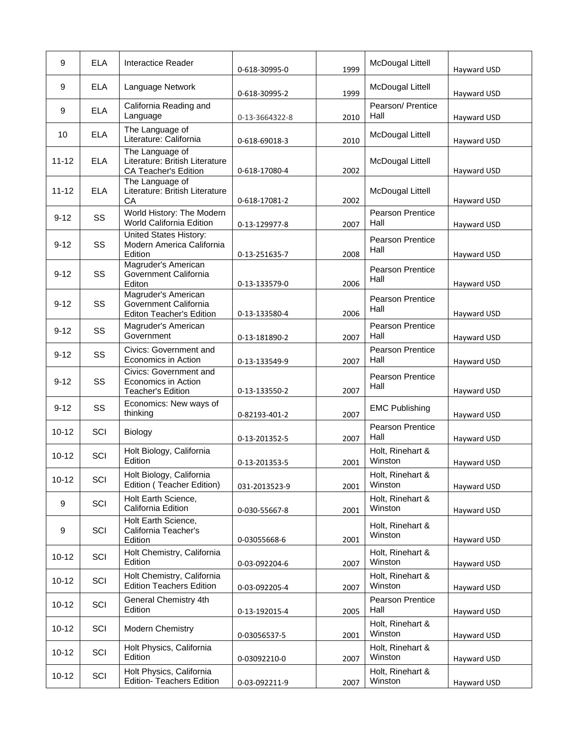| 9 | ELA | Interactice Reader | 0-618-30995-0 | 1999 | McDougal Littell | Hayward USD |
|---|---|---|---|---|---|---|
| 9 | ELA | Language Network | 0-618-30995-2 | 1999 | McDougal Littell | Hayward USD |
| 9 | ELA | California Reading and Language | 0-13-3664322-8 | 2010 | Pearson/ Prentice Hall | Hayward USD |
| 10 | ELA | The Language of Literature: California | 0-618-69018-3 | 2010 | McDougal Littell | Hayward USD |
| 11-12 | ELA | The Language of Literature: British Literature CA Teacher's Edition | 0-618-17080-4 | 2002 | McDougal Littell | Hayward USD |
| 11-12 | ELA | The Language of Literature: British Literature CA | 0-618-17081-2 | 2002 | McDougal Littell | Hayward USD |
| 9-12 | SS | World History: The Modern World California Edition | 0-13-129977-8 | 2007 | Pearson Prentice Hall | Hayward USD |
| 9-12 | SS | United States History: Modern America California Edition | 0-13-251635-7 | 2008 | Pearson Prentice Hall | Hayward USD |
| 9-12 | SS | Magruder's American Government California Editon | 0-13-133579-0 | 2006 | Pearson Prentice Hall | Hayward USD |
| 9-12 | SS | Magruder's American Government California Editon Teacher's Edition | 0-13-133580-4 | 2006 | Pearson Prentice Hall | Hayward USD |
| 9-12 | SS | Magruder's American Government | 0-13-181890-2 | 2007 | Pearson Prentice Hall | Hayward USD |
| 9-12 | SS | Civics: Government and Economics in Action | 0-13-133549-9 | 2007 | Pearson Prentice Hall | Hayward USD |
| 9-12 | SS | Civics: Government and Economics in Action Teacher's Edition | 0-13-133550-2 | 2007 | Pearson Prentice Hall | Hayward USD |
| 9-12 | SS | Economics: New ways of thinking | 0-82193-401-2 | 2007 | EMC Publishing | Hayward USD |
| 10-12 | SCI | Biology | 0-13-201352-5 | 2007 | Pearson Prentice Hall | Hayward USD |
| 10-12 | SCI | Holt Biology, California Edition | 0-13-201353-5 | 2001 | Holt, Rinehart & Winston | Hayward USD |
| 10-12 | SCI | Holt Biology, California Edition ( Teacher Edition) | 031-2013523-9 | 2001 | Holt, Rinehart & Winston | Hayward USD |
| 9 | SCI | Holt Earth Science, California Edition | 0-030-55667-8 | 2001 | Holt, Rinehart & Winston | Hayward USD |
| 9 | SCI | Holt Earth Science, California Teacher's Edition | 0-03055668-6 | 2001 | Holt, Rinehart & Winston | Hayward USD |
| 10-12 | SCI | Holt Chemistry, California Edition | 0-03-092204-6 | 2007 | Holt, Rinehart & Winston | Hayward USD |
| 10-12 | SCI | Holt Chemistry, California Edition Teachers Edition | 0-03-092205-4 | 2007 | Holt, Rinehart & Winston | Hayward USD |
| 10-12 | SCI | General Chemistry 4th Edition | 0-13-192015-4 | 2005 | Pearson Prentice Hall | Hayward USD |
| 10-12 | SCI | Modern Chemistry | 0-03056537-5 | 2001 | Holt, Rinehart & Winston | Hayward USD |
| 10-12 | SCI | Holt Physics, California Edition | 0-03092210-0 | 2007 | Holt, Rinehart & Winston | Hayward USD |
| 10-12 | SCI | Holt Physics, California Edition- Teachers Edition | 0-03-092211-9 | 2007 | Holt, Rinehart & Winston | Hayward USD |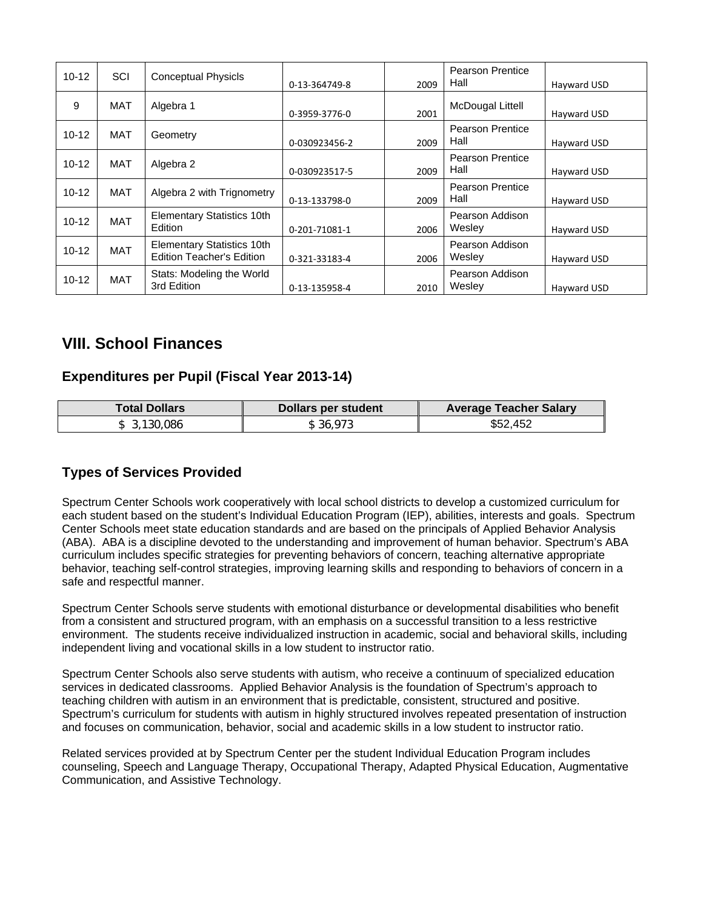| | | | | | | |
|---|---|---|---|---|---|---|
| 10-12 | SCI | Conceptual Physics | 0-13-364749-8 | 2009 | Pearson Prentice Hall | Hayward USD |
| 9 | MAT | Algebra 1 | 0-3959-3776-0 | 2001 | McDougal Littell | Hayward USD |
| 10-12 | MAT | Geometry | 0-030923456-2 | 2009 | Pearson Prentice Hall | Hayward USD |
| 10-12 | MAT | Algebra 2 | 0-030923517-5 | 2009 | Pearson Prentice Hall | Hayward USD |
| 10-12 | MAT | Algebra 2 with Trignometry | 0-13-133798-0 | 2009 | Pearson Prentice Hall | Hayward USD |
| 10-12 | MAT | Elementary Statistics 10th Edition | 0-201-71081-1 | 2006 | Pearson Addison Wesley | Hayward USD |
| 10-12 | MAT | Elementary Statistics 10th Edition Teacher's Edition | 0-321-33183-4 | 2006 | Pearson Addison Wesley | Hayward USD |
| 10-12 | MAT | Stats: Modeling the World 3rd Edition | 0-13-135958-4 | 2010 | Pearson Addison Wesley | Hayward USD |

## VIII. School Finances

### Expenditures per Pupil (Fiscal Year 2013-14)

| Total Dollars | Dollars per student | Average Teacher Salary |
|---|---|---|
| $ 3,130,086 | $ 36,973 | $52,452 |

### Types of Services Provided

Spectrum Center Schools work cooperatively with local school districts to develop a customized curriculum for each student based on the student's Individual Education Program (IEP), abilities, interests and goals. Spectrum Center Schools meet state education standards and are based on the principals of Applied Behavior Analysis (ABA). ABA is a discipline devoted to the understanding and improvement of human behavior. Spectrum's ABA curriculum includes specific strategies for preventing behaviors of concern, teaching alternative appropriate behavior, teaching self-control strategies, improving learning skills and responding to behaviors of concern in a safe and respectful manner.

Spectrum Center Schools serve students with emotional disturbance or developmental disabilities who benefit from a consistent and structured program, with an emphasis on a successful transition to a less restrictive environment. The students receive individualized instruction in academic, social and behavioral skills, including independent living and vocational skills in a low student to instructor ratio.

Spectrum Center Schools also serve students with autism, who receive a continuum of specialized education services in dedicated classrooms. Applied Behavior Analysis is the foundation of Spectrum's approach to teaching children with autism in an environment that is predictable, consistent, structured and positive. Spectrum's curriculum for students with autism in highly structured involves repeated presentation of instruction and focuses on communication, behavior, social and academic skills in a low student to instructor ratio.

Related services provided at by Spectrum Center per the student Individual Education Program includes counseling, Speech and Language Therapy, Occupational Therapy, Adapted Physical Education, Augmentative Communication, and Assistive Technology.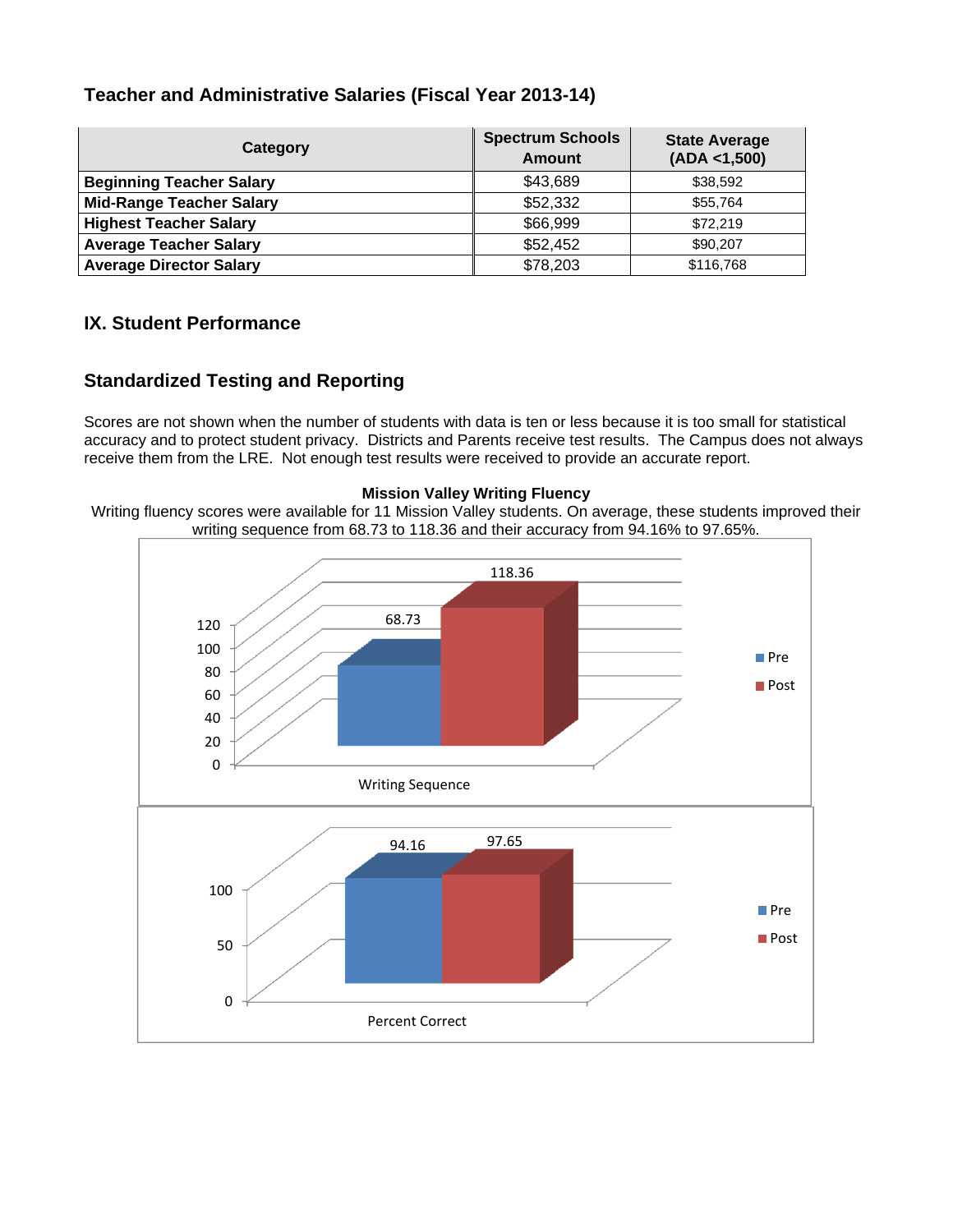### Teacher and Administrative Salaries (Fiscal Year 2013-14)

| Category | Spectrum Schools Amount | State Average (ADA <1,500) |
|---|---|---|
| **Beginning Teacher Salary** | $43,689 | $38,592 |
| **Mid-Range Teacher Salary** | $52,332 | $55,764 |
| **Highest Teacher Salary** | $66,999 | $72,219 |
| **Average Teacher Salary** | $52,452 | $90,207 |
| **Average Director Salary** | $78,203 | $116,768 |

## IX. Student Performance

### Standardized Testing and Reporting

Scores are not shown when the number of students with data is ten or less because it is too small for statistical accuracy and to protect student privacy. Districts and Parents receive test results. The Campus does not always receive them from the LRE. Not enough test results were received to provide an accurate report.

**Mission Valley Writing Fluency**

Writing fluency scores were available for 11 Mission Valley students. On average, these students improved their writing sequence from 68.73 to 118.36 and their accuracy from 94.16% to 97.65%.

Writing Sequence: Pre 68.73, Post 118.36

Percent Correct: Pre 94.16, Post 97.65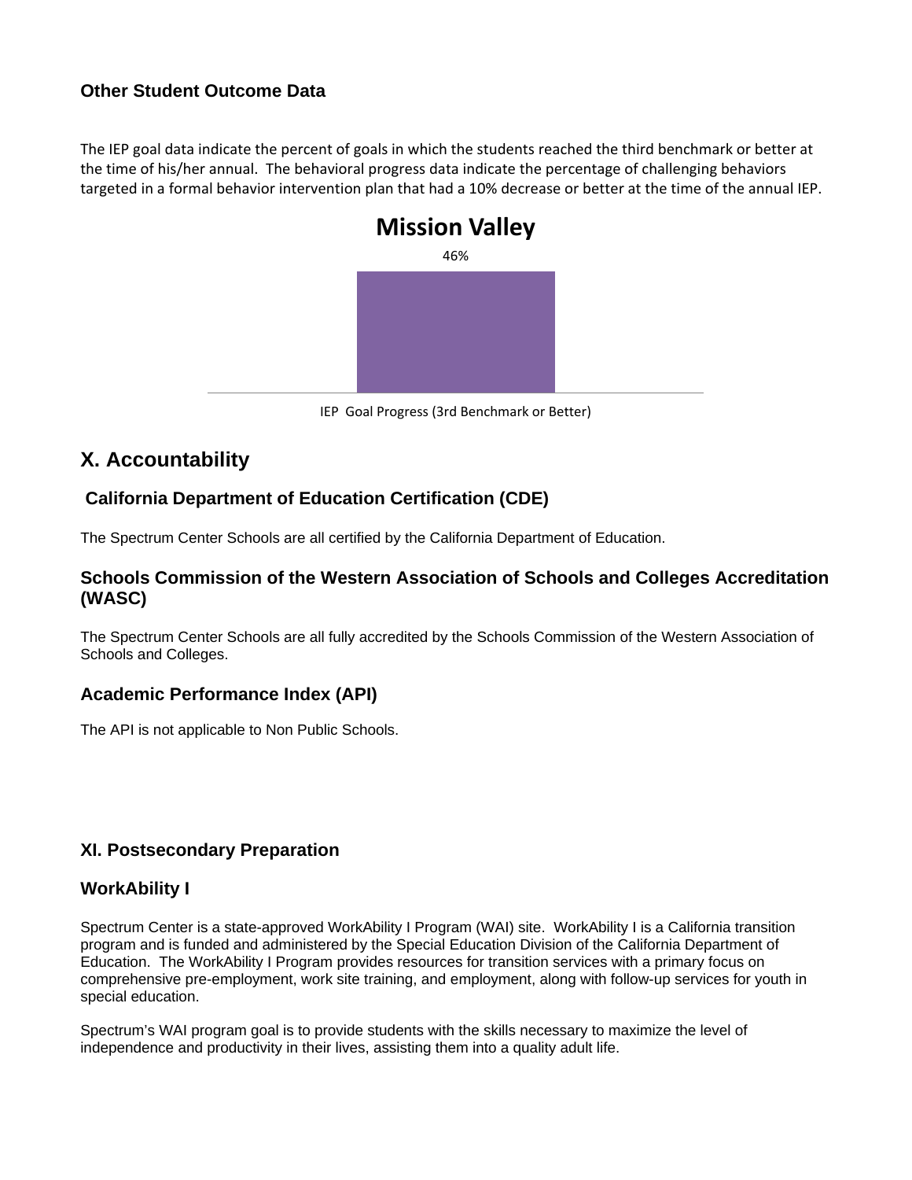### Other Student Outcome Data

The IEP goal data indicate the percent of goals in which the students reached the third benchmark or better at the time of his/her annual. The behavioral progress data indicate the percentage of challenging behaviors targeted in a formal behavior intervention plan that had a 10% decrease or better at the time of the annual IEP.

**Mission Valley**

| | IEP Goal Progress (3rd Benchmark or Better) |
|---|---|
| Mission Valley | 46% |

## X. Accountability

### California Department of Education Certification (CDE)

The Spectrum Center Schools are all certified by the California Department of Education.

### Schools Commission of the Western Association of Schools and Colleges Accreditation (WASC)

The Spectrum Center Schools are all fully accredited by the Schools Commission of the Western Association of Schools and Colleges.

### Academic Performance Index (API)

The API is not applicable to Non Public Schools.

### XI. Postsecondary Preparation

### WorkAbility I

Spectrum Center is a state-approved WorkAbility I Program (WAI) site. WorkAbility I is a California transition program and is funded and administered by the Special Education Division of the California Department of Education. The WorkAbility I Program provides resources for transition services with a primary focus on comprehensive pre-employment, work site training, and employment, along with follow-up services for youth in special education.

Spectrum's WAI program goal is to provide students with the skills necessary to maximize the level of independence and productivity in their lives, assisting them into a quality adult life.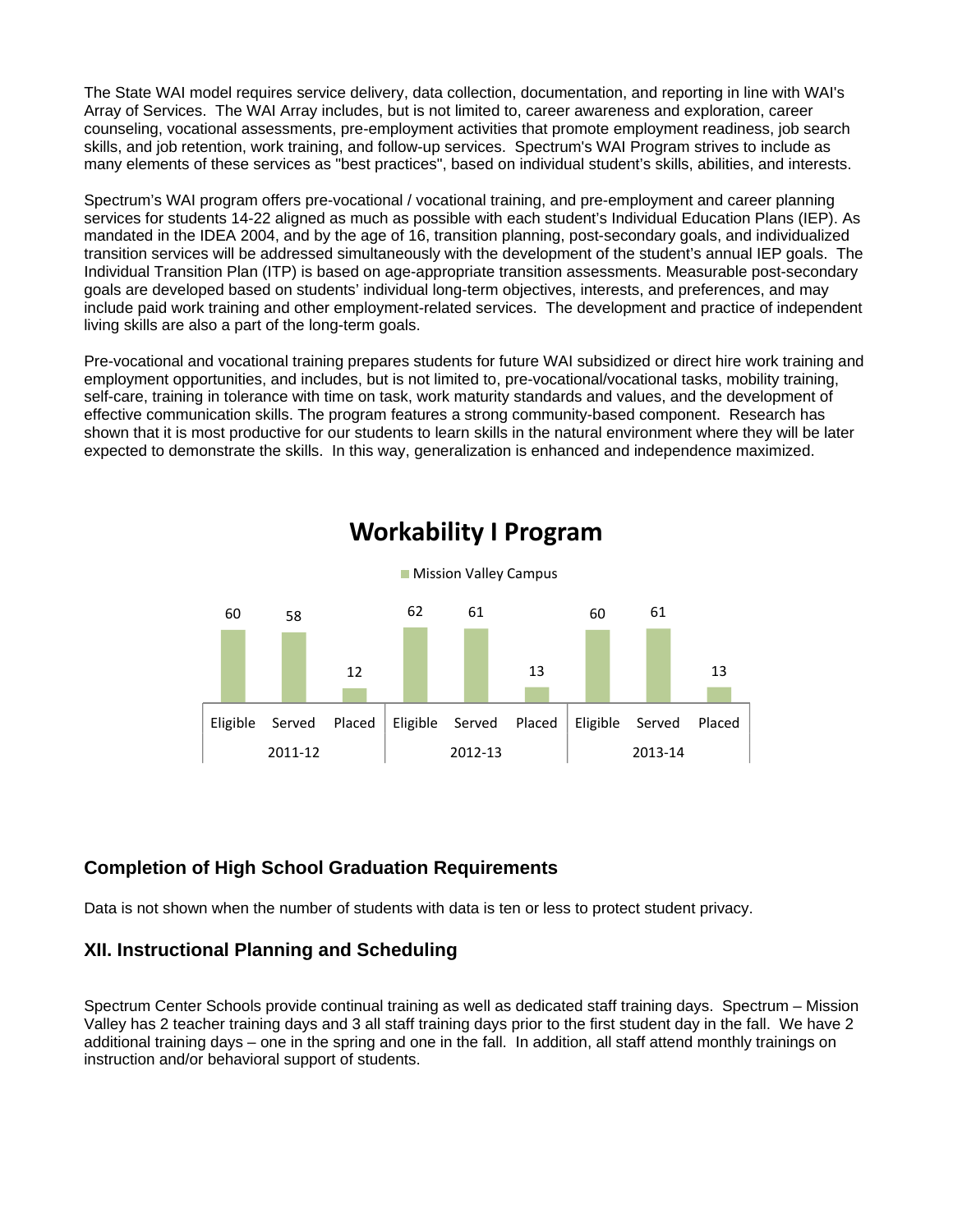The State WAI model requires service delivery, data collection, documentation, and reporting in line with WAI's Array of Services. The WAI Array includes, but is not limited to, career awareness and exploration, career counseling, vocational assessments, pre-employment activities that promote employment readiness, job search skills, and job retention, work training, and follow-up services. Spectrum's WAI Program strives to include as many elements of these services as "best practices", based on individual student's skills, abilities, and interests.

Spectrum's WAI program offers pre-vocational / vocational training, and pre-employment and career planning services for students 14-22 aligned as much as possible with each student's Individual Education Plans (IEP). As mandated in the IDEA 2004, and by the age of 16, transition planning, post-secondary goals, and individualized transition services will be addressed simultaneously with the development of the student's annual IEP goals. The Individual Transition Plan (ITP) is based on age-appropriate transition assessments. Measurable post-secondary goals are developed based on students' individual long-term objectives, interests, and preferences, and may include paid work training and other employment-related services. The development and practice of independent living skills are also a part of the long-term goals.

Pre-vocational and vocational training prepares students for future WAI subsidized or direct hire work training and employment opportunities, and includes, but is not limited to, pre-vocational/vocational tasks, mobility training, self-care, training in tolerance with time on task, work maturity standards and values, and the development of effective communication skills. The program features a strong community-based component. Research has shown that it is most productive for our students to learn skills in the natural environment where they will be later expected to demonstrate the skills. In this way, generalization is enhanced and independence maximized.

**Workability I Program**

Mission Valley Campus

| | 2011-12 | | | 2012-13 | | | 2013-14 | | |
|---|---|---|---|---|---|---|---|---|---|
| | Eligible | Served | Placed | Eligible | Served | Placed | Eligible | Served | Placed |
| Mission Valley Campus | 60 | 58 | 12 | 62 | 61 | 13 | 60 | 61 | 13 |

### Completion of High School Graduation Requirements

Data is not shown when the number of students with data is ten or less to protect student privacy.

## XII. Instructional Planning and Scheduling

Spectrum Center Schools provide continual training as well as dedicated staff training days. Spectrum – Mission Valley has 2 teacher training days and 3 all staff training days prior to the first student day in the fall. We have 2 additional training days – one in the spring and one in the fall. In addition, all staff attend monthly trainings on instruction and/or behavioral support of students.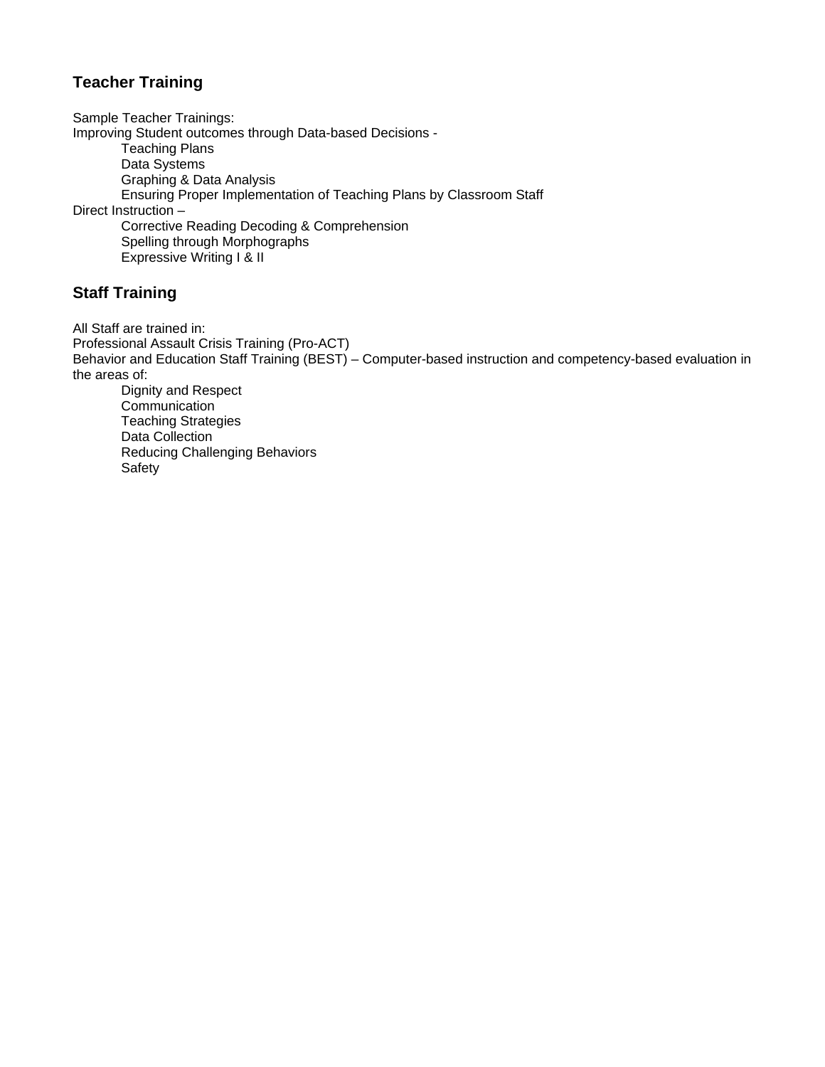## Teacher Training

Sample Teacher Trainings:

Improving Student outcomes through Data-based Decisions -

- Teaching Plans
- Data Systems
- Graphing & Data Analysis
- Ensuring Proper Implementation of Teaching Plans by Classroom Staff

Direct Instruction –

- Corrective Reading Decoding & Comprehension
- Spelling through Morphographs
- Expressive Writing I & II

## Staff Training

All Staff are trained in:

Professional Assault Crisis Training (Pro-ACT)

Behavior and Education Staff Training (BEST) – Computer-based instruction and competency-based evaluation in the areas of:

- Dignity and Respect
- Communication
- Teaching Strategies
- Data Collection
- Reducing Challenging Behaviors
- Safety